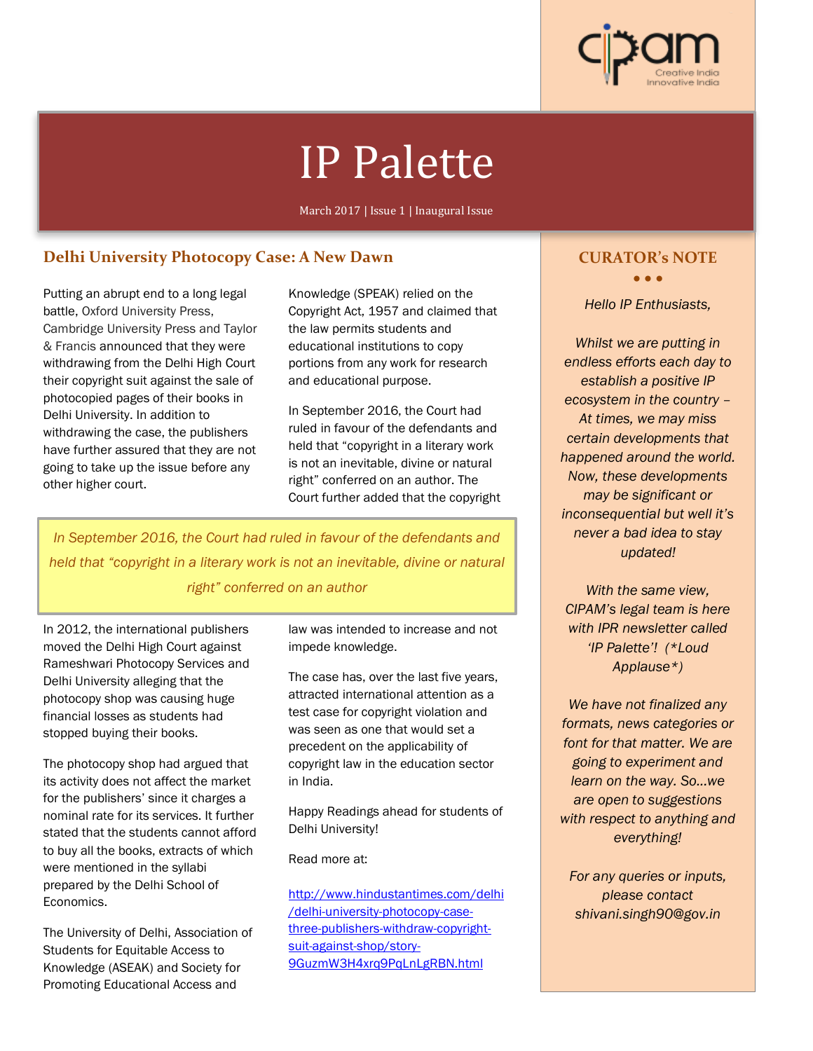# IP Palette

March 2017 | Issue 1 | Inaugural Issue

## Delhi University Photocopy Case: A New Dawn

Putting an abrupt end to a long legal battle, Oxford University Press, Cambridge University Press and Taylor & Francis announced that they were withdrawing from the Delhi High Court their copyright suit against the sale of photocopied pages of their books in Delhi University. In addition to withdrawing the case, the publishers have further assured that they are not going to take up the issue before any other higher court.

Knowledge (SPEAK) relied on the Copyright Act, 1957 and claimed that the law permits students and educational institutions to copy portions from any work for research and educational purpose.

In September 2016, the Court had ruled in favour of the defendants and held that "copyright in a literary work is not an inevitable, divine or natural right" conferred on an author. The Court further added that the copyright law was intended to increase and not impede knowledge.

> *In September 2016, the Court had ruled in favour of the defendants and held that "copyright in a literary work is not an inevitable, divine or natural right" conferred on an author*

In 2012, the international publishers moved the Delhi High Court against Rameshwari Photocopy Services and Delhi University alleging that the photocopy shop was causing huge financial losses as students had stopped buying their books.

The photocopy shop had argued that its activity does not affect the market for the publishers' since it charges a nominal rate for its services. It further stated that the students cannot afford to buy all the books, extracts of which were mentioned in the syllabi prepared by the Delhi School of Economics.

The University of Delhi, Association of Students for Equitable Access to Knowledge (ASEAK) and Society for Promoting Educational Access and Knowledge (SPEAK) relied on the Copyright Act, 1957 and claimed that the law permits students and educational institutions to copy portions from any work for research and educational purpose.

The case has, over the last five years, attracted international attention as a test case for copyright violation and was seen as one that would set a precedent on the applicability of copyright law in the education sector in India.

Happy Readings ahead for students of Delhi University!

Read more at:

http://www.hindustantimes.com/delhi/delhi-university-photocopy-case-three-publishers-withdraw-copyright-suit-against-shop/story-9GuzmW3H4xrq9PqLnLgRBN.html

## CURATOR's NOTE

*Hello IP Enthusiasts,*

*Whilst we are putting in endless efforts each day to establish a positive IP ecosystem in the country – At times, we may miss certain developments that happened around the world. Now, these developments may be significant or inconsequential but well it's never a bad idea to stay updated!*

*With the same view, CIPAM's legal team is here with IPR newsletter called 'IP Palette'! (*Loud Applause*)*

*We have not finalized any formats, news categories or font for that matter. We are going to experiment and learn on the way. So...we are open to suggestions with respect to anything and everything!*

*For any queries or inputs, please contact shivani.singh90@gov.in*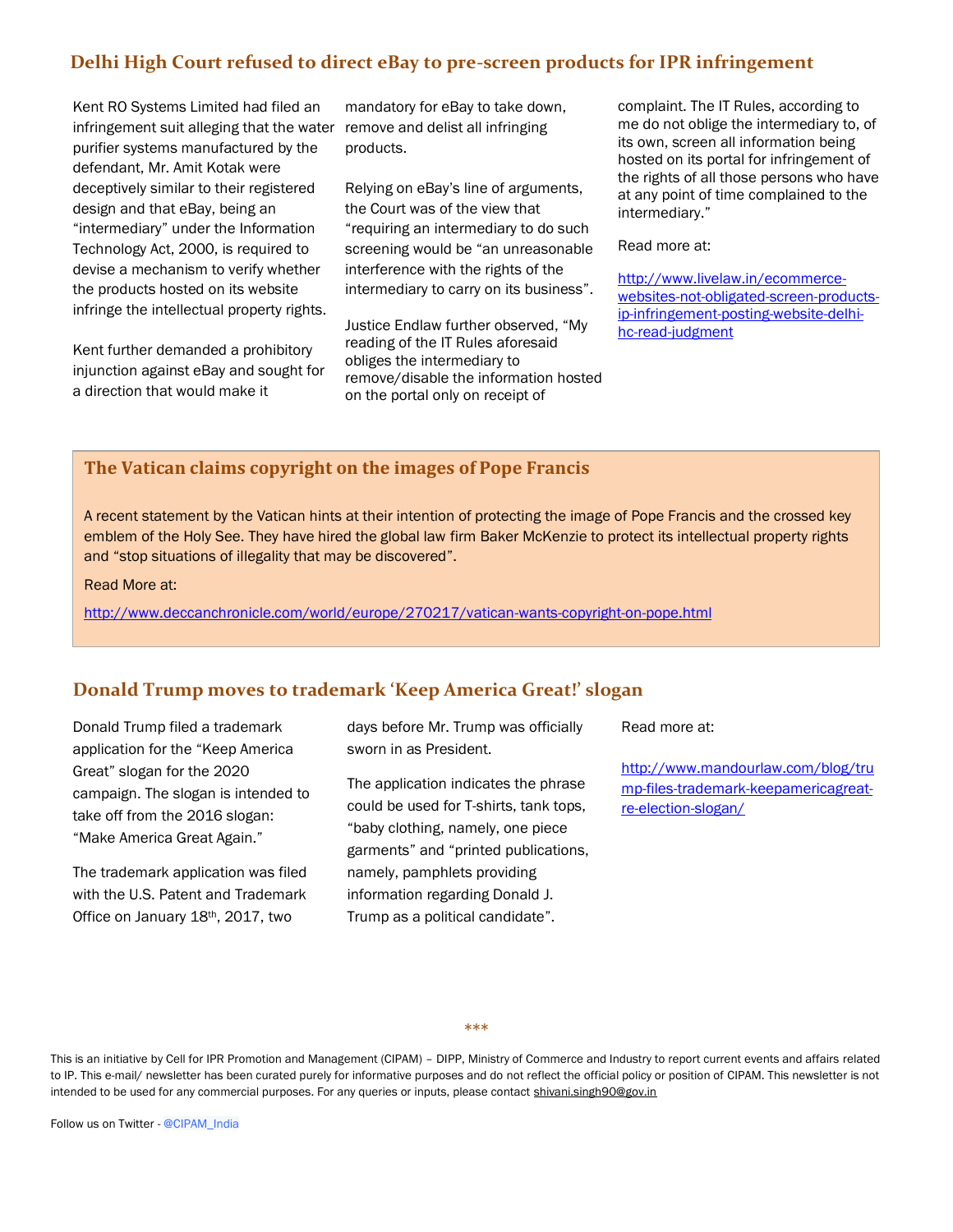## Delhi High Court refused to direct eBay to pre-screen products for IPR infringement

Kent RO Systems Limited had filed an infringement suit alleging that the water purifier systems manufactured by the defendant, Mr. Amit Kotak were deceptively similar to their registered design and that eBay, being an "intermediary" under the Information Technology Act, 2000, is required to devise a mechanism to verify whether the products hosted on its website infringe the intellectual property rights.

Kent further demanded a prohibitory injunction against eBay and sought for a direction that would make it mandatory for eBay to take down, remove and delist all infringing products.

Relying on eBay's line of arguments, the Court was of the view that "requiring an intermediary to do such screening would be "an unreasonable interference with the rights of the intermediary to carry on its business".

Justice Endlaw further observed, "My reading of the IT Rules aforesaid obliges the intermediary to remove/disable the information hosted on the portal only on receipt of complaint. The IT Rules, according to me do not oblige the intermediary to, of its own, screen all information being hosted on its portal for infringement of the rights of all those persons who have at any point of time complained to the intermediary."

Read more at:

http://www.livelaw.in/ecommerce-websites-not-obligated-screen-products-ip-infringement-posting-website-delhi-hc-read-judgment

## The Vatican claims copyright on the images of Pope Francis

A recent statement by the Vatican hints at their intention of protecting the image of Pope Francis and the crossed key emblem of the Holy See. They have hired the global law firm Baker McKenzie to protect its intellectual property rights and "stop situations of illegality that may be discovered".

Read More at:

http://www.deccanchronicle.com/world/europe/270217/vatican-wants-copyright-on-pope.html

## Donald Trump moves to trademark 'Keep America Great!' slogan

Donald Trump filed a trademark application for the "Keep America Great" slogan for the 2020 campaign. The slogan is intended to take off from the 2016 slogan: "Make America Great Again."

The trademark application was filed with the U.S. Patent and Trademark Office on January 18th, 2017, two days before Mr. Trump was officially sworn in as President.

The application indicates the phrase could be used for T-shirts, tank tops, "baby clothing, namely, one piece garments" and "printed publications, namely, pamphlets providing information regarding Donald J. Trump as a political candidate".

Read more at:

http://www.mandourlaw.com/blog/trump-files-trademark-keepamericagreat-re-election-slogan/

***

This is an initiative by Cell for IPR Promotion and Management (CIPAM) – DIPP, Ministry of Commerce and Industry to report current events and affairs related to IP. This e-mail/ newsletter has been curated purely for informative purposes and do not reflect the official policy or position of CIPAM. This newsletter is not intended to be used for any commercial purposes. For any queries or inputs, please contact shivani.singh90@gov.in

Follow us on Twitter - @CIPAM_India